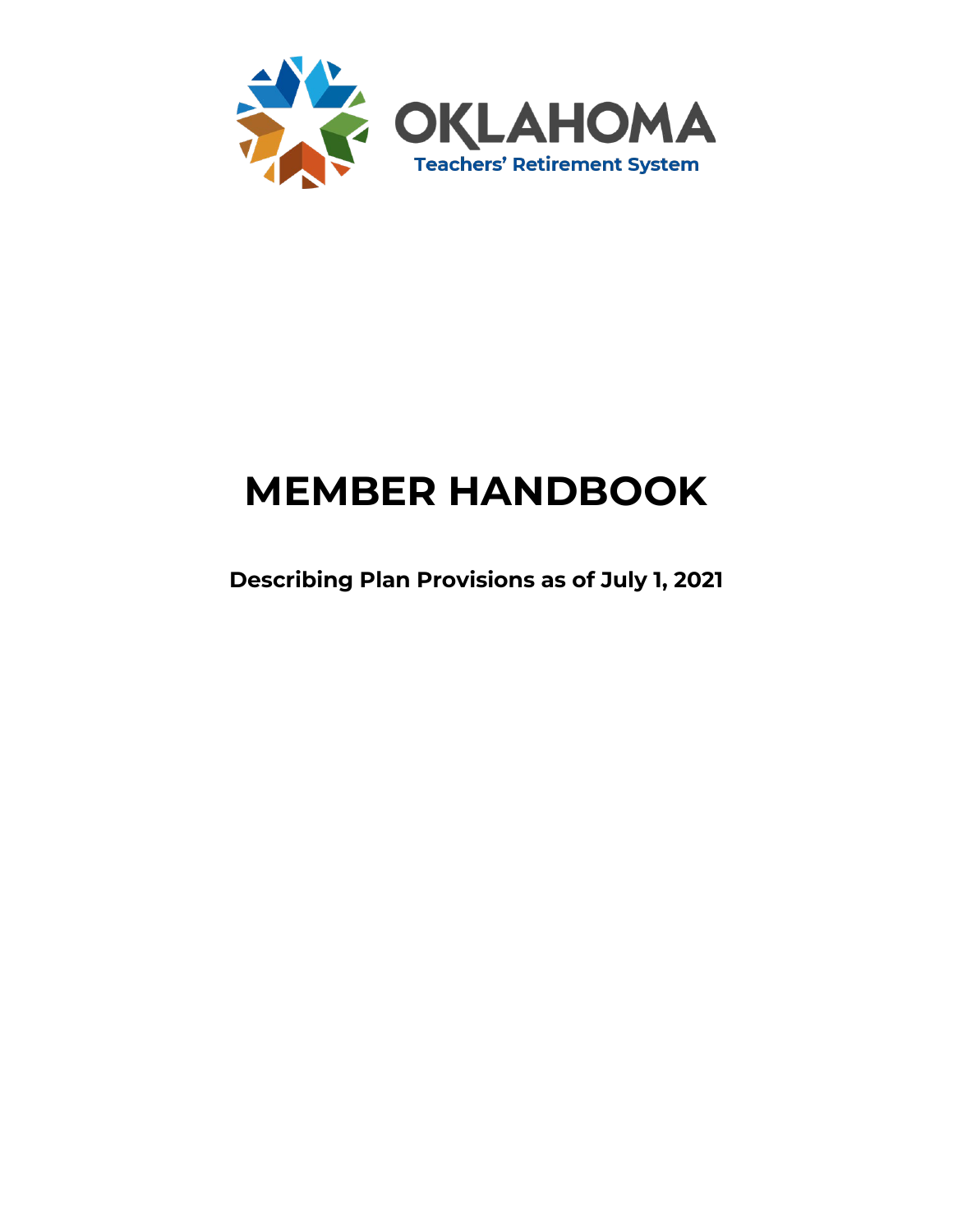OKLAHOMA

Teachers' Retirement System

# MEMBER HANDBOOK

**Describing Plan Provisions as of July 1, 2021**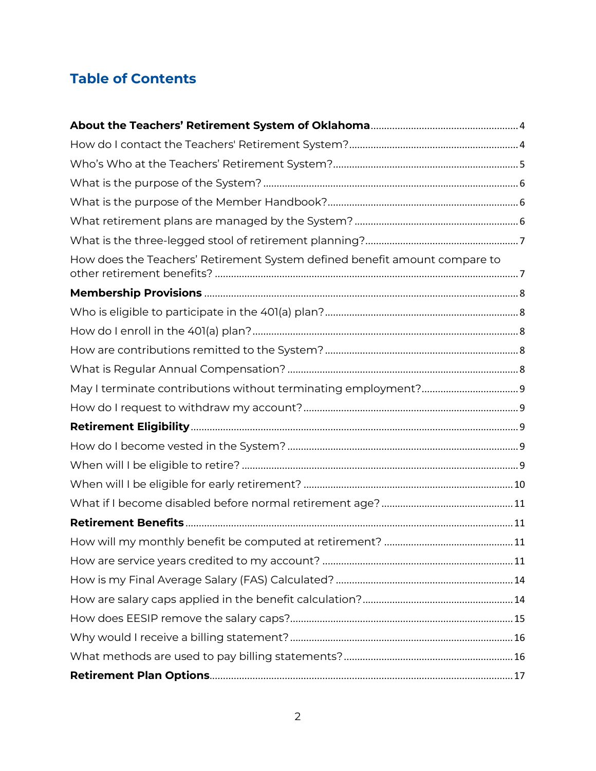## Table of Contents

**About the Teachers' Retirement System of Oklahoma** .......... 4

How do I contact the Teachers' Retirement System? .......... 4

Who's Who at the Teachers' Retirement System? .......... 5

What is the purpose of the System? .......... 6

What is the purpose of the Member Handbook? .......... 6

What retirement plans are managed by the System? .......... 6

What is the three-legged stool of retirement planning? .......... 7

How does the Teachers' Retirement System defined benefit amount compare to other retirement benefits? .......... 7

**Membership Provisions** .......... 8

Who is eligible to participate in the 401(a) plan? .......... 8

How do I enroll in the 401(a) plan? .......... 8

How are contributions remitted to the System? .......... 8

What is Regular Annual Compensation? .......... 8

May I terminate contributions without terminating employment? .......... 9

How do I request to withdraw my account? .......... 9

**Retirement Eligibility** .......... 9

How do I become vested in the System? .......... 9

When will I be eligible to retire? .......... 9

When will I be eligible for early retirement? .......... 10

What if I become disabled before normal retirement age? .......... 11

**Retirement Benefits** .......... 11

How will my monthly benefit be computed at retirement? .......... 11

How are service years credited to my account? .......... 11

How is my Final Average Salary (FAS) Calculated? .......... 14

How are salary caps applied in the benefit calculation? .......... 14

How does EESIP remove the salary caps? .......... 15

Why would I receive a billing statement? .......... 16

What methods are used to pay billing statements? .......... 16

**Retirement Plan Options** .......... 17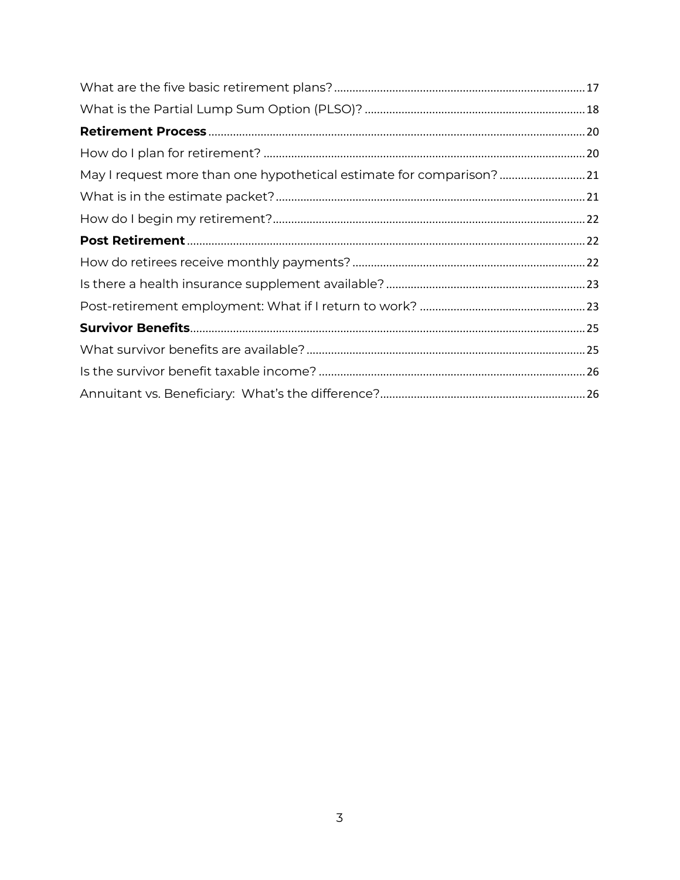What are the five basic retirement plans? ..... 17

What is the Partial Lump Sum Option (PLSO)? ..... 18

**Retirement Process** ..... 20

How do I plan for retirement? ..... 20

May I request more than one hypothetical estimate for comparison? ..... 21

What is in the estimate packet? ..... 21

How do I begin my retirement? ..... 22

**Post Retirement** ..... 22

How do retirees receive monthly payments? ..... 22

Is there a health insurance supplement available? ..... 23

Post-retirement employment: What if I return to work? ..... 23

**Survivor Benefits** ..... 25

What survivor benefits are available? ..... 25

Is the survivor benefit taxable income? ..... 26

Annuitant vs. Beneficiary: What's the difference? ..... 26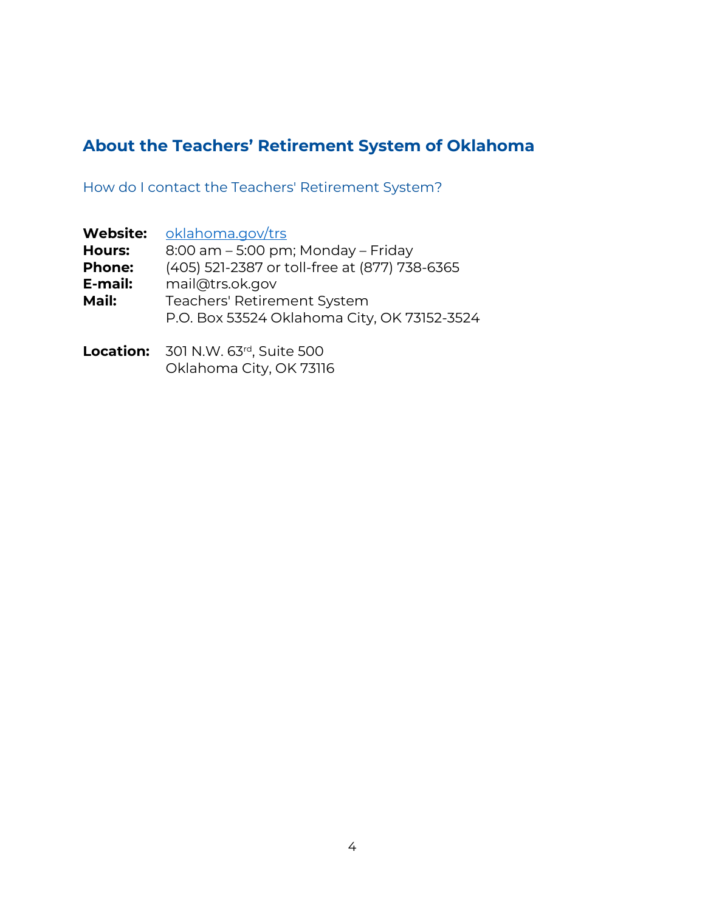## About the Teachers’ Retirement System of Oklahoma

### How do I contact the Teachers' Retirement System?

**Website:** [oklahoma.gov/trs](oklahoma.gov/trs)
**Hours:** 8:00 am – 5:00 pm; Monday – Friday
**Phone:** (405) 521-2387 or toll-free at (877) 738-6365
**E-mail:** mail@trs.ok.gov
**Mail:** Teachers' Retirement System
P.O. Box 53524 Oklahoma City, OK 73152-3524

**Location:** 301 N.W. 63rd, Suite 500
Oklahoma City, OK 73116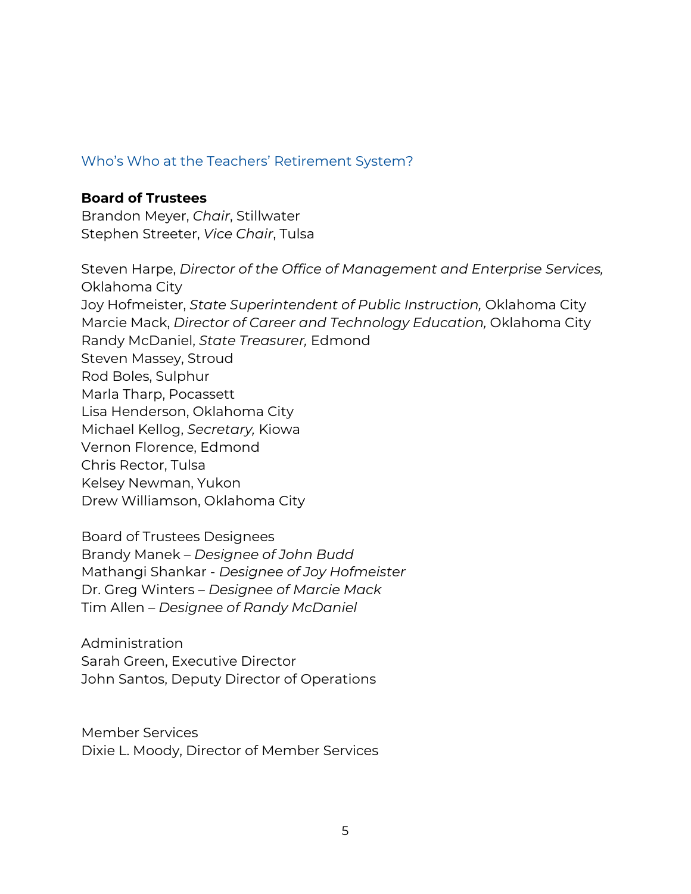## Who's Who at the Teachers' Retirement System?

**Board of Trustees**
Brandon Meyer, *Chair*, Stillwater
Stephen Streeter, *Vice Chair*, Tulsa

Steven Harpe, *Director of the Office of Management and Enterprise Services,* Oklahoma City
Joy Hofmeister, *State Superintendent of Public Instruction,* Oklahoma City
Marcie Mack, *Director of Career and Technology Education,* Oklahoma City
Randy McDaniel, *State Treasurer,* Edmond
Steven Massey, Stroud
Rod Boles, Sulphur
Marla Tharp, Pocassett
Lisa Henderson, Oklahoma City
Michael Kellog, *Secretary,* Kiowa
Vernon Florence, Edmond
Chris Rector, Tulsa
Kelsey Newman, Yukon
Drew Williamson, Oklahoma City

Board of Trustees Designees
Brandy Manek – *Designee of John Budd*
Mathangi Shankar - *Designee of Joy Hofmeister*
Dr. Greg Winters – *Designee of Marcie Mack*
Tim Allen – *Designee of Randy McDaniel*

Administration
Sarah Green, Executive Director
John Santos, Deputy Director of Operations

Member Services
Dixie L. Moody, Director of Member Services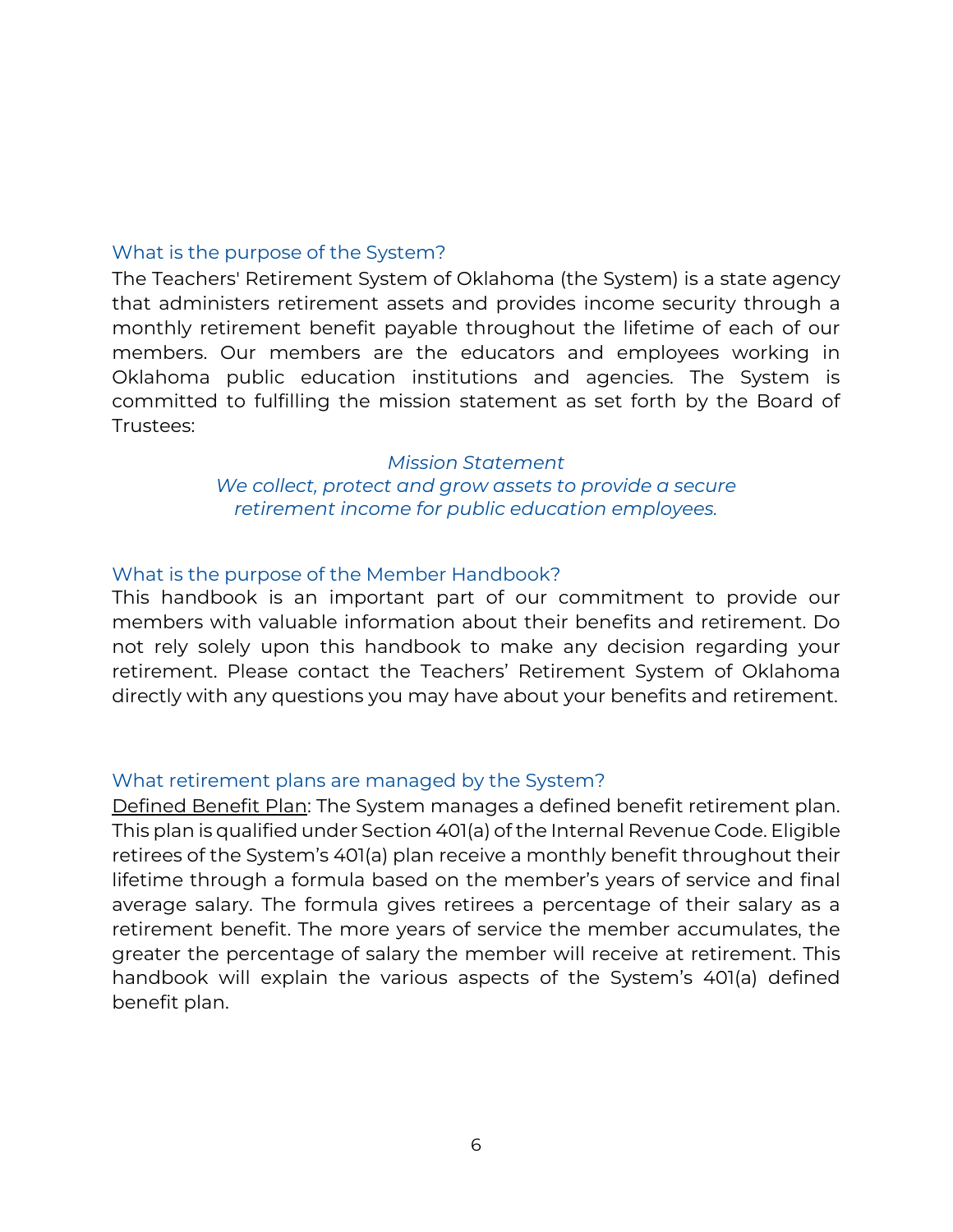## What is the purpose of the System?

The Teachers' Retirement System of Oklahoma (the System) is a state agency that administers retirement assets and provides income security through a monthly retirement benefit payable throughout the lifetime of each of our members. Our members are the educators and employees working in Oklahoma public education institutions and agencies. The System is committed to fulfilling the mission statement as set forth by the Board of Trustees:

*Mission Statement*
*We collect, protect and grow assets to provide a secure retirement income for public education employees.*

## What is the purpose of the Member Handbook?

This handbook is an important part of our commitment to provide our members with valuable information about their benefits and retirement. Do not rely solely upon this handbook to make any decision regarding your retirement. Please contact the Teachers' Retirement System of Oklahoma directly with any questions you may have about your benefits and retirement.

## What retirement plans are managed by the System?

<u>Defined Benefit Plan</u>: The System manages a defined benefit retirement plan. This plan is qualified under Section 401(a) of the Internal Revenue Code. Eligible retirees of the System's 401(a) plan receive a monthly benefit throughout their lifetime through a formula based on the member's years of service and final average salary. The formula gives retirees a percentage of their salary as a retirement benefit. The more years of service the member accumulates, the greater the percentage of salary the member will receive at retirement. This handbook will explain the various aspects of the System's 401(a) defined benefit plan.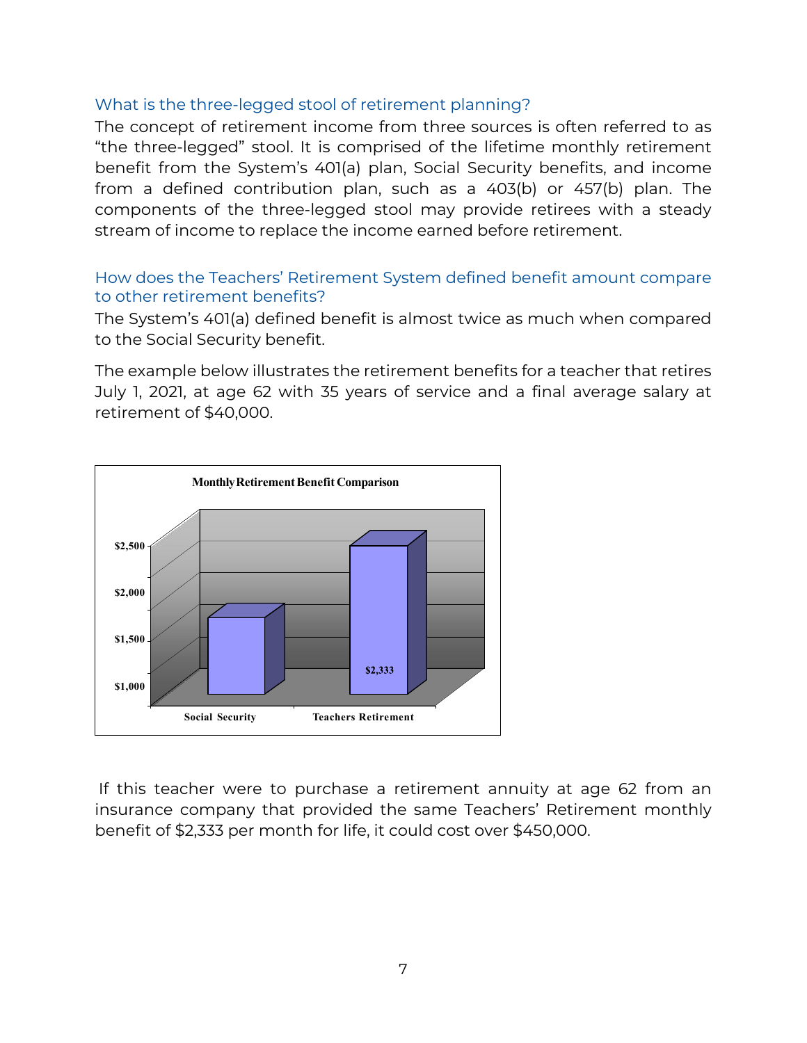### What is the three-legged stool of retirement planning?

The concept of retirement income from three sources is often referred to as "the three-legged" stool. It is comprised of the lifetime monthly retirement benefit from the System's 401(a) plan, Social Security benefits, and income from a defined contribution plan, such as a 403(b) or 457(b) plan. The components of the three-legged stool may provide retirees with a steady stream of income to replace the income earned before retirement.

### How does the Teachers' Retirement System defined benefit amount compare to other retirement benefits?

The System's 401(a) defined benefit is almost twice as much when compared to the Social Security benefit.

The example below illustrates the retirement benefits for a teacher that retires July 1, 2021, at age 62 with 35 years of service and a final average salary at retirement of $40,000.

**Monthly Retirement Benefit Comparison**

$2,500
$2,000
$1,500
$1,000

$2,333

Social Security | Teachers Retirement

If this teacher were to purchase a retirement annuity at age 62 from an insurance company that provided the same Teachers' Retirement monthly benefit of $2,333 per month for life, it could cost over $450,000.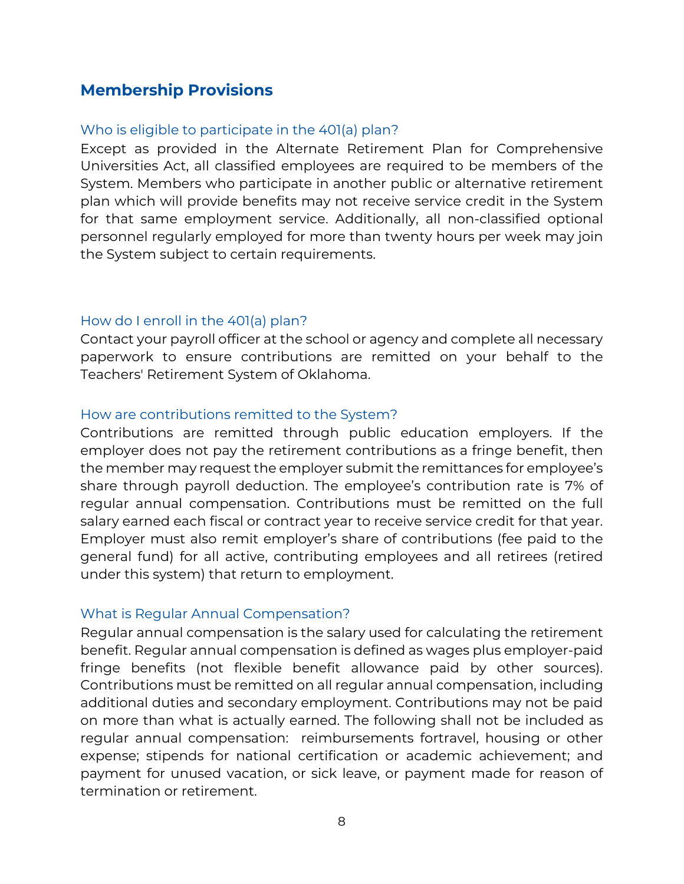## Membership Provisions

### Who is eligible to participate in the 401(a) plan?

Except as provided in the Alternate Retirement Plan for Comprehensive Universities Act, all classified employees are required to be members of the System. Members who participate in another public or alternative retirement plan which will provide benefits may not receive service credit in the System for that same employment service. Additionally, all non-classified optional personnel regularly employed for more than twenty hours per week may join the System subject to certain requirements.

### How do I enroll in the 401(a) plan?

Contact your payroll officer at the school or agency and complete all necessary paperwork to ensure contributions are remitted on your behalf to the Teachers' Retirement System of Oklahoma.

### How are contributions remitted to the System?

Contributions are remitted through public education employers. If the employer does not pay the retirement contributions as a fringe benefit, then the member may request the employer submit the remittances for employee's share through payroll deduction. The employee's contribution rate is 7% of regular annual compensation. Contributions must be remitted on the full salary earned each fiscal or contract year to receive service credit for that year. Employer must also remit employer's share of contributions (fee paid to the general fund) for all active, contributing employees and all retirees (retired under this system) that return to employment.

### What is Regular Annual Compensation?

Regular annual compensation is the salary used for calculating the retirement benefit. Regular annual compensation is defined as wages plus employer-paid fringe benefits (not flexible benefit allowance paid by other sources). Contributions must be remitted on all regular annual compensation, including additional duties and secondary employment. Contributions may not be paid on more than what is actually earned. The following shall not be included as regular annual compensation: reimbursements fortravel, housing or other expense; stipends for national certification or academic achievement; and payment for unused vacation, or sick leave, or payment made for reason of termination or retirement.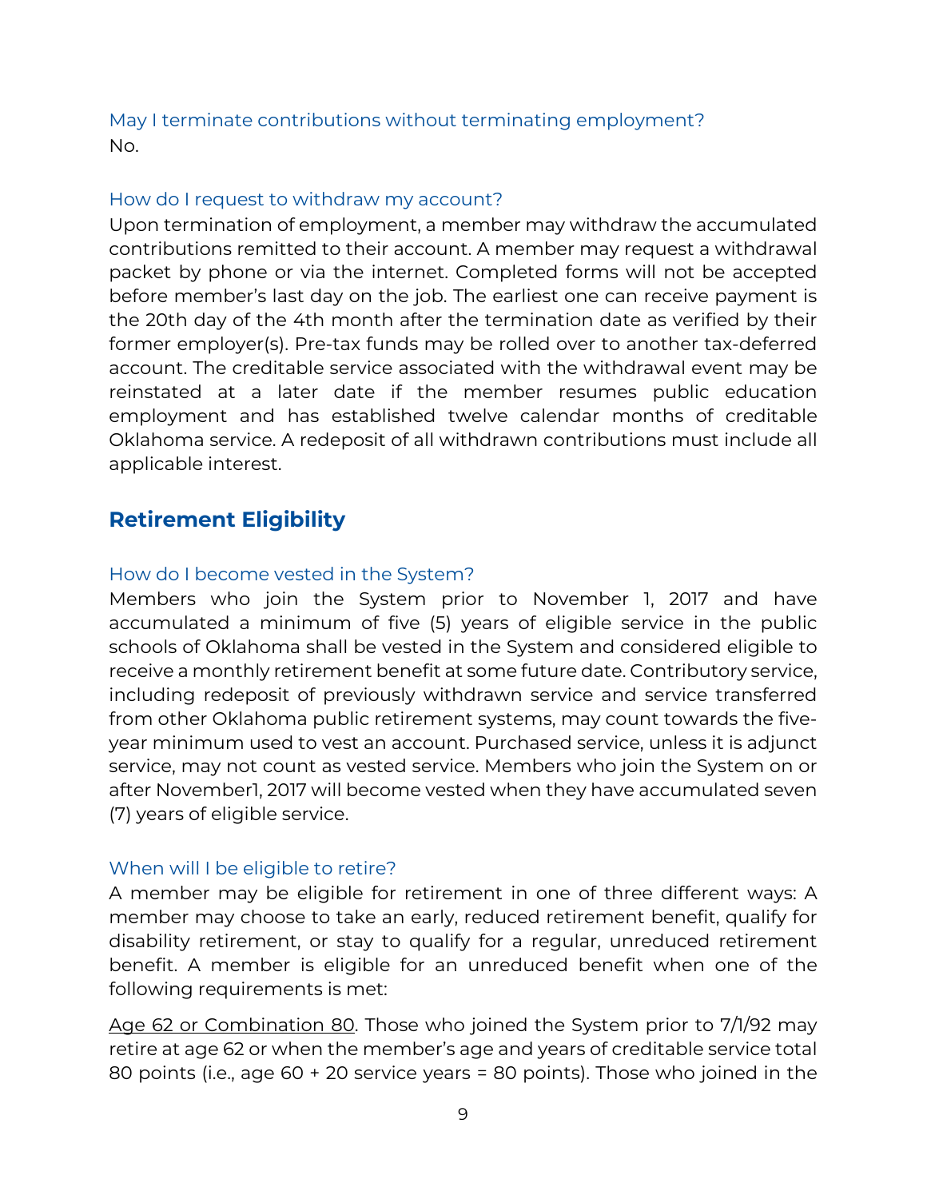### May I terminate contributions without terminating employment?

No.

### How do I request to withdraw my account?

Upon termination of employment, a member may withdraw the accumulated contributions remitted to their account. A member may request a withdrawal packet by phone or via the internet. Completed forms will not be accepted before member's last day on the job. The earliest one can receive payment is the 20th day of the 4th month after the termination date as verified by their former employer(s). Pre-tax funds may be rolled over to another tax-deferred account. The creditable service associated with the withdrawal event may be reinstated at a later date if the member resumes public education employment and has established twelve calendar months of creditable Oklahoma service. A redeposit of all withdrawn contributions must include all applicable interest.

## Retirement Eligibility

### How do I become vested in the System?

Members who join the System prior to November 1, 2017 and have accumulated a minimum of five (5) years of eligible service in the public schools of Oklahoma shall be vested in the System and considered eligible to receive a monthly retirement benefit at some future date. Contributory service, including redeposit of previously withdrawn service and service transferred from other Oklahoma public retirement systems, may count towards the five-year minimum used to vest an account. Purchased service, unless it is adjunct service, may not count as vested service. Members who join the System on or after November1, 2017 will become vested when they have accumulated seven (7) years of eligible service.

### When will I be eligible to retire?

A member may be eligible for retirement in one of three different ways: A member may choose to take an early, reduced retirement benefit, qualify for disability retirement, or stay to qualify for a regular, unreduced retirement benefit. A member is eligible for an unreduced benefit when one of the following requirements is met:

<u>Age 62 or Combination 80</u>. Those who joined the System prior to 7/1/92 may retire at age 62 or when the member's age and years of creditable service total 80 points (i.e., age 60 + 20 service years = 80 points). Those who joined in the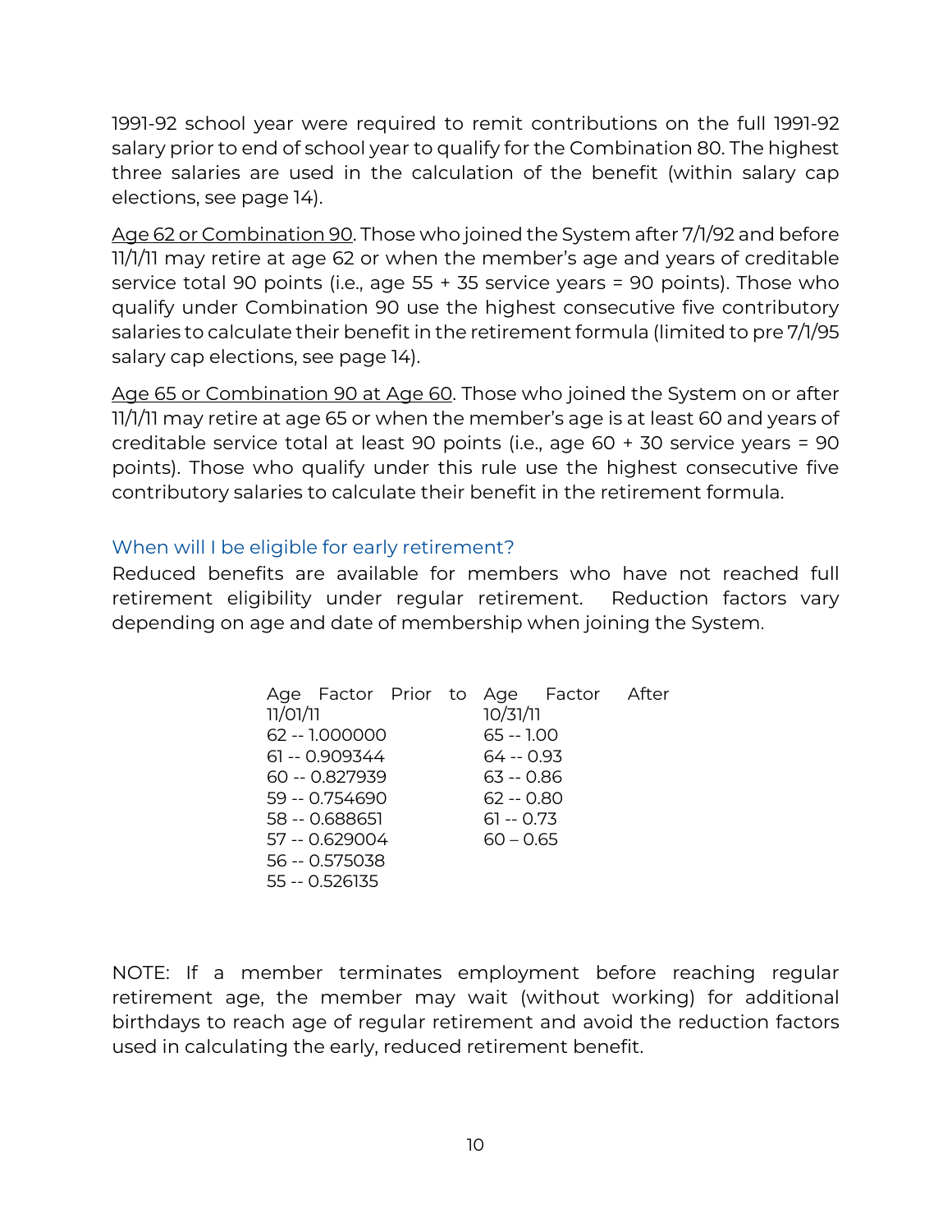1991-92 school year were required to remit contributions on the full 1991-92 salary prior to end of school year to qualify for the Combination 80. The highest three salaries are used in the calculation of the benefit (within salary cap elections, see page 14).

Age 62 or Combination 90. Those who joined the System after 7/1/92 and before 11/1/11 may retire at age 62 or when the member's age and years of creditable service total 90 points (i.e., age 55 + 35 service years = 90 points). Those who qualify under Combination 90 use the highest consecutive five contributory salaries to calculate their benefit in the retirement formula (limited to pre 7/1/95 salary cap elections, see page 14).

Age 65 or Combination 90 at Age 60. Those who joined the System on or after 11/1/11 may retire at age 65 or when the member's age is at least 60 and years of creditable service total at least 90 points (i.e., age 60 + 30 service years = 90 points). Those who qualify under this rule use the highest consecutive five contributory salaries to calculate their benefit in the retirement formula.

### When will I be eligible for early retirement?

Reduced benefits are available for members who have not reached full retirement eligibility under regular retirement. Reduction factors vary depending on age and date of membership when joining the System.

| Age Factor Prior to 11/01/11 | Age Factor After 10/31/11 |
|---|---|
| 62 -- 1.000000 | 65 -- 1.00 |
| 61 -- 0.909344 | 64 -- 0.93 |
| 60 -- 0.827939 | 63 -- 0.86 |
| 59 -- 0.754690 | 62 -- 0.80 |
| 58 -- 0.688651 | 61 -- 0.73 |
| 57 -- 0.629004 | 60 – 0.65 |
| 56 -- 0.575038 | |
| 55 -- 0.526135 | |

NOTE: If a member terminates employment before reaching regular retirement age, the member may wait (without working) for additional birthdays to reach age of regular retirement and avoid the reduction factors used in calculating the early, reduced retirement benefit.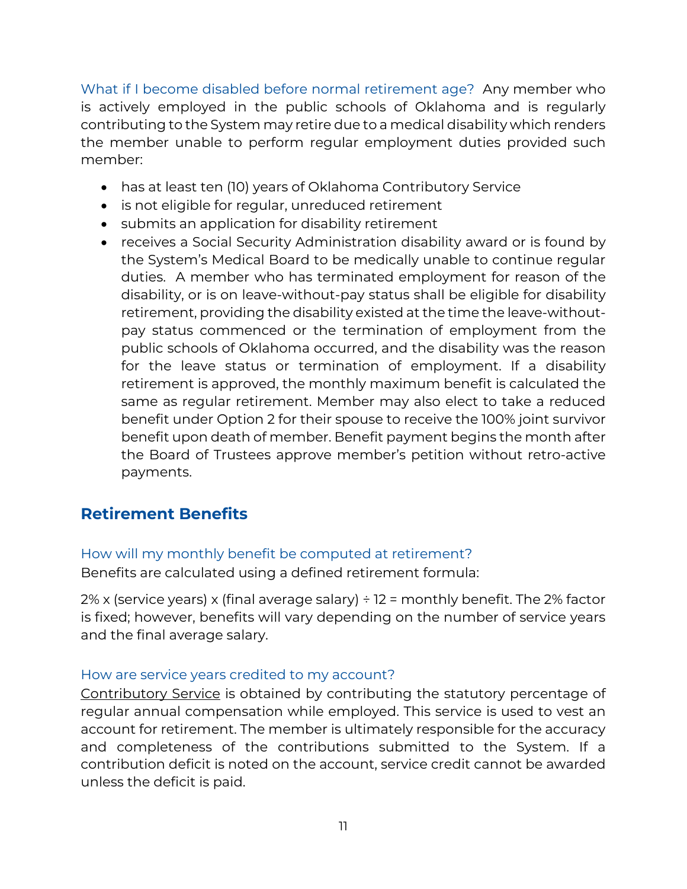What if I become disabled before normal retirement age? Any member who is actively employed in the public schools of Oklahoma and is regularly contributing to the System may retire due to a medical disability which renders the member unable to perform regular employment duties provided such member:

- has at least ten (10) years of Oklahoma Contributory Service
- is not eligible for regular, unreduced retirement
- submits an application for disability retirement
- receives a Social Security Administration disability award or is found by the System's Medical Board to be medically unable to continue regular duties. A member who has terminated employment for reason of the disability, or is on leave-without-pay status shall be eligible for disability retirement, providing the disability existed at the time the leave-without-pay status commenced or the termination of employment from the public schools of Oklahoma occurred, and the disability was the reason for the leave status or termination of employment. If a disability retirement is approved, the monthly maximum benefit is calculated the same as regular retirement. Member may also elect to take a reduced benefit under Option 2 for their spouse to receive the 100% joint survivor benefit upon death of member. Benefit payment begins the month after the Board of Trustees approve member's petition without retro-active payments.

## Retirement Benefits

### How will my monthly benefit be computed at retirement?

Benefits are calculated using a defined retirement formula:

2% x (service years) x (final average salary) ÷ 12 = monthly benefit. The 2% factor is fixed; however, benefits will vary depending on the number of service years and the final average salary.

### How are service years credited to my account?

<u>Contributory Service</u> is obtained by contributing the statutory percentage of regular annual compensation while employed. This service is used to vest an account for retirement. The member is ultimately responsible for the accuracy and completeness of the contributions submitted to the System. If a contribution deficit is noted on the account, service credit cannot be awarded unless the deficit is paid.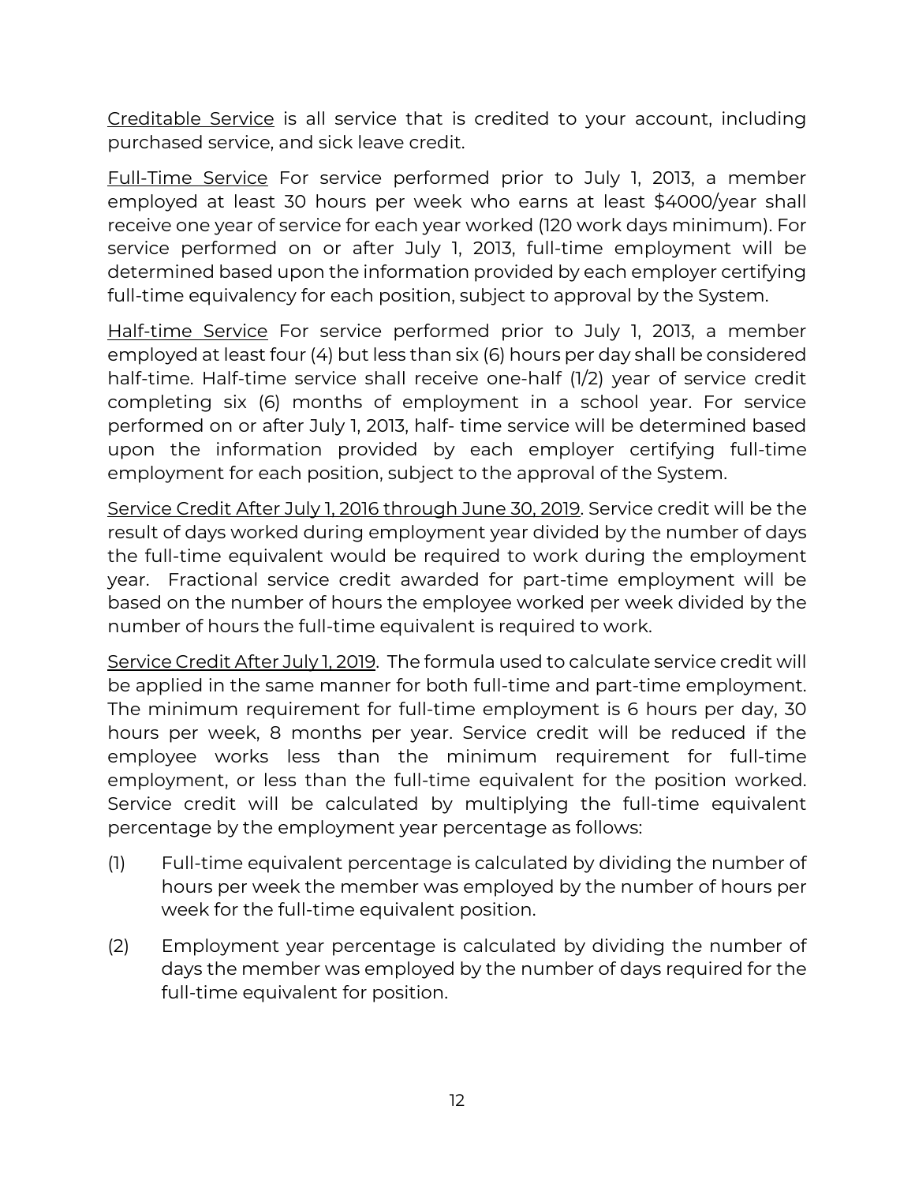<u>Creditable Service</u> is all service that is credited to your account, including purchased service, and sick leave credit.

<u>Full-Time Service</u> For service performed prior to July 1, 2013, a member employed at least 30 hours per week who earns at least $4000/year shall receive one year of service for each year worked (120 work days minimum). For service performed on or after July 1, 2013, full-time employment will be determined based upon the information provided by each employer certifying full-time equivalency for each position, subject to approval by the System.

<u>Half-time Service</u> For service performed prior to July 1, 2013, a member employed at least four (4) but less than six (6) hours per day shall be considered half-time. Half-time service shall receive one-half (1/2) year of service credit completing six (6) months of employment in a school year. For service performed on or after July 1, 2013, half- time service will be determined based upon the information provided by each employer certifying full-time employment for each position, subject to the approval of the System.

<u>Service Credit After July 1, 2016 through June 30, 2019</u>. Service credit will be the result of days worked during employment year divided by the number of days the full-time equivalent would be required to work during the employment year. Fractional service credit awarded for part-time employment will be based on the number of hours the employee worked per week divided by the number of hours the full-time equivalent is required to work.

<u>Service Credit After July 1, 2019</u>. The formula used to calculate service credit will be applied in the same manner for both full-time and part-time employment. The minimum requirement for full-time employment is 6 hours per day, 30 hours per week, 8 months per year. Service credit will be reduced if the employee works less than the minimum requirement for full-time employment, or less than the full-time equivalent for the position worked. Service credit will be calculated by multiplying the full-time equivalent percentage by the employment year percentage as follows:

(1) Full-time equivalent percentage is calculated by dividing the number of hours per week the member was employed by the number of hours per week for the full-time equivalent position.

(2) Employment year percentage is calculated by dividing the number of days the member was employed by the number of days required for the full-time equivalent for position.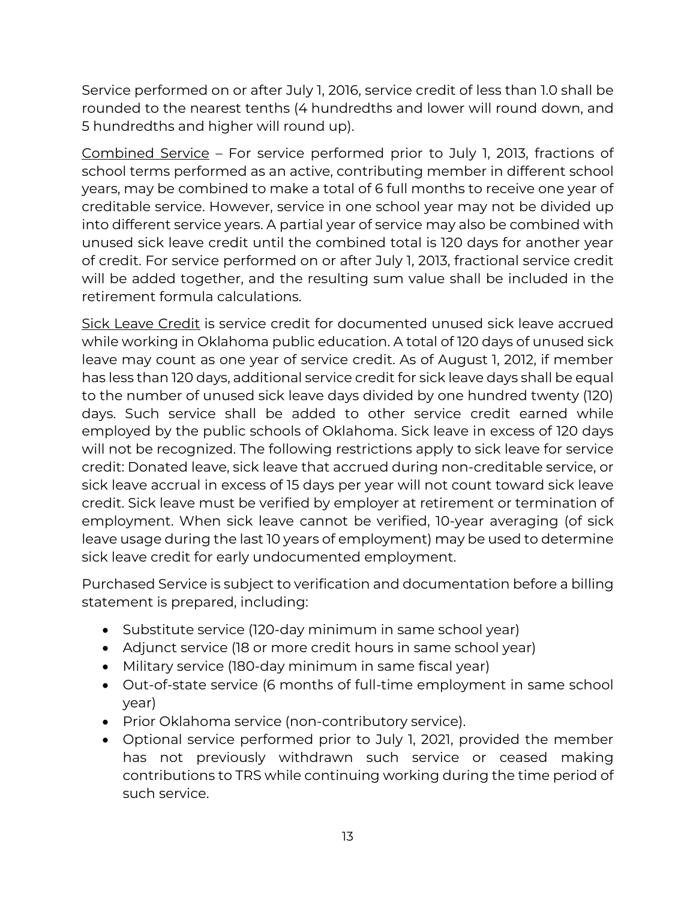Service performed on or after July 1, 2016, service credit of less than 1.0 shall be rounded to the nearest tenths (4 hundredths and lower will round down, and 5 hundredths and higher will round up).

<u>Combined Service</u> – For service performed prior to July 1, 2013, fractions of school terms performed as an active, contributing member in different school years, may be combined to make a total of 6 full months to receive one year of creditable service. However, service in one school year may not be divided up into different service years. A partial year of service may also be combined with unused sick leave credit until the combined total is 120 days for another year of credit. For service performed on or after July 1, 2013, fractional service credit will be added together, and the resulting sum value shall be included in the retirement formula calculations.

<u>Sick Leave Credit</u> is service credit for documented unused sick leave accrued while working in Oklahoma public education. A total of 120 days of unused sick leave may count as one year of service credit. As of August 1, 2012, if member has less than 120 days, additional service credit for sick leave days shall be equal to the number of unused sick leave days divided by one hundred twenty (120) days. Such service shall be added to other service credit earned while employed by the public schools of Oklahoma. Sick leave in excess of 120 days will not be recognized. The following restrictions apply to sick leave for service credit: Donated leave, sick leave that accrued during non-creditable service, or sick leave accrual in excess of 15 days per year will not count toward sick leave credit. Sick leave must be verified by employer at retirement or termination of employment. When sick leave cannot be verified, 10-year averaging (of sick leave usage during the last 10 years of employment) may be used to determine sick leave credit for early undocumented employment.

Purchased Service is subject to verification and documentation before a billing statement is prepared, including:

- Substitute service (120-day minimum in same school year)
- Adjunct service (18 or more credit hours in same school year)
- Military service (180-day minimum in same fiscal year)
- Out-of-state service (6 months of full-time employment in same school year)
- Prior Oklahoma service (non-contributory service).
- Optional service performed prior to July 1, 2021, provided the member has not previously withdrawn such service or ceased making contributions to TRS while continuing working during the time period of such service.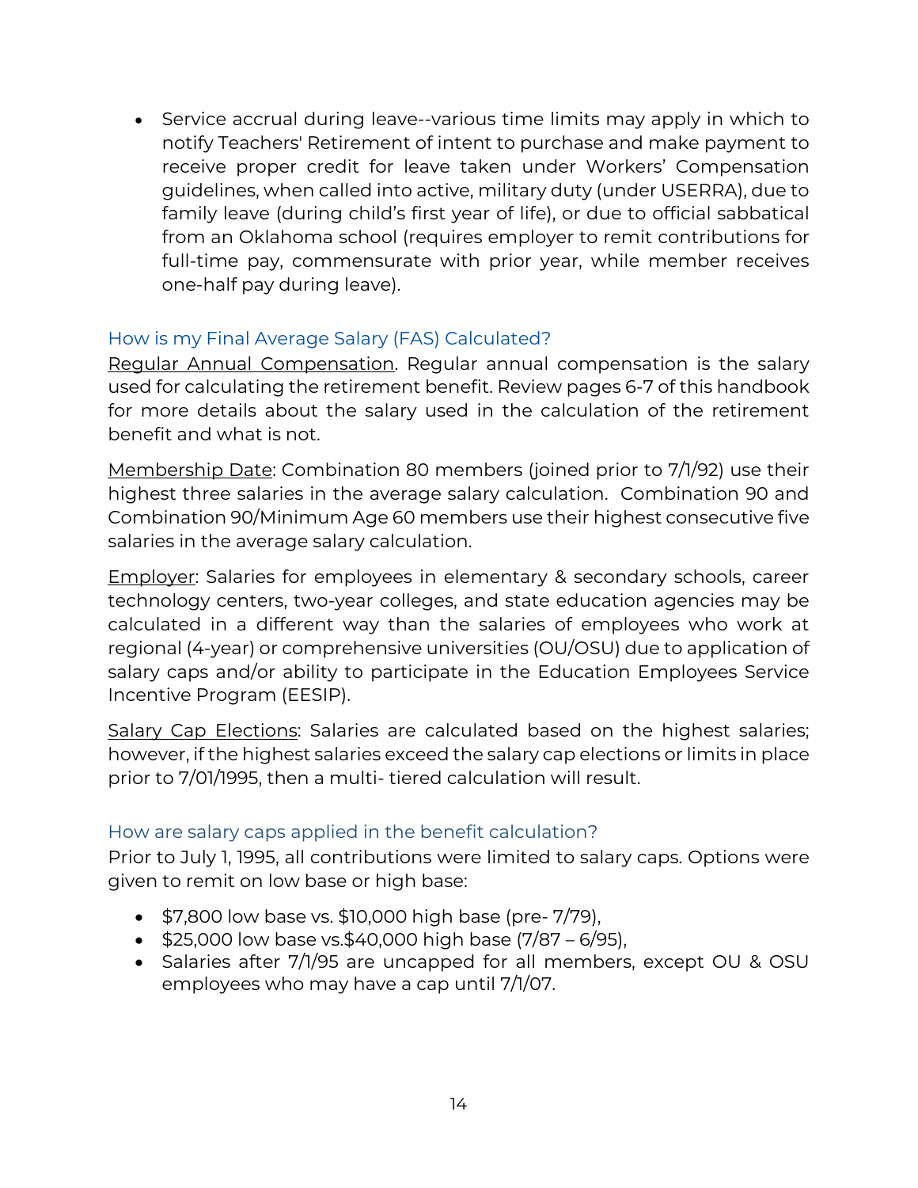- Service accrual during leave--various time limits may apply in which to notify Teachers' Retirement of intent to purchase and make payment to receive proper credit for leave taken under Workers' Compensation guidelines, when called into active, military duty (under USERRA), due to family leave (during child's first year of life), or due to official sabbatical from an Oklahoma school (requires employer to remit contributions for full-time pay, commensurate with prior year, while member receives one-half pay during leave).

## How is my Final Average Salary (FAS) Calculated?

<u>Regular Annual Compensation</u>. Regular annual compensation is the salary used for calculating the retirement benefit. Review pages 6-7 of this handbook for more details about the salary used in the calculation of the retirement benefit and what is not.

<u>Membership Date</u>: Combination 80 members (joined prior to 7/1/92) use their highest three salaries in the average salary calculation. Combination 90 and Combination 90/Minimum Age 60 members use their highest consecutive five salaries in the average salary calculation.

<u>Employer</u>: Salaries for employees in elementary & secondary schools, career technology centers, two-year colleges, and state education agencies may be calculated in a different way than the salaries of employees who work at regional (4-year) or comprehensive universities (OU/OSU) due to application of salary caps and/or ability to participate in the Education Employees Service Incentive Program (EESIP).

<u>Salary Cap Elections</u>: Salaries are calculated based on the highest salaries; however, if the highest salaries exceed the salary cap elections or limits in place prior to 7/01/1995, then a multi- tiered calculation will result.

## How are salary caps applied in the benefit calculation?

Prior to July 1, 1995, all contributions were limited to salary caps. Options were given to remit on low base or high base:

- $7,800 low base vs. $10,000 high base (pre- 7/79),
- $25,000 low base vs.$40,000 high base (7/87 – 6/95),
- Salaries after 7/1/95 are uncapped for all members, except OU & OSU employees who may have a cap until 7/1/07.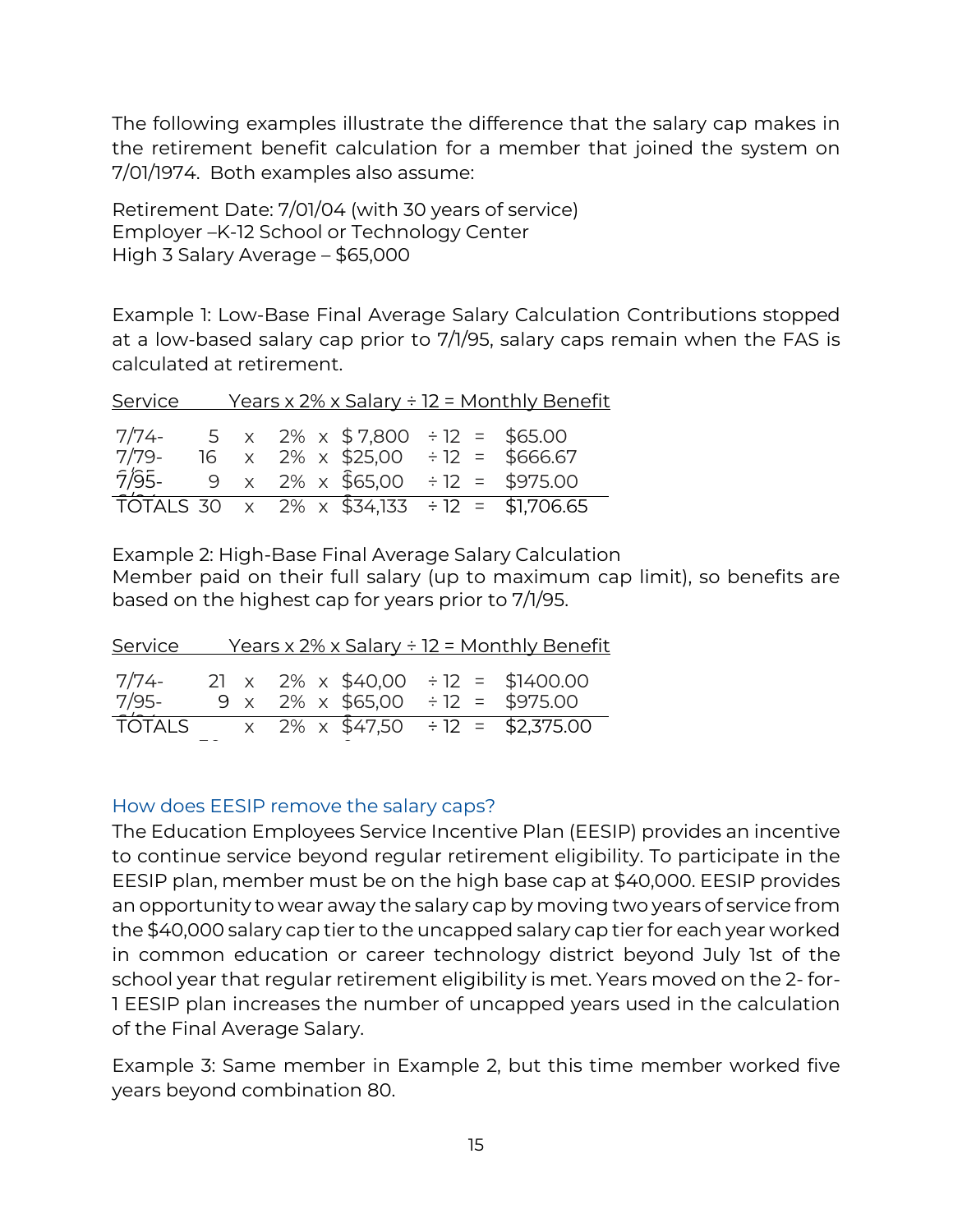The following examples illustrate the difference that the salary cap makes in the retirement benefit calculation for a member that joined the system on 7/01/1974. Both examples also assume:

Retirement Date: 7/01/04 (with 30 years of service)
Employer –K-12 School or Technology Center
High 3 Salary Average – $65,000

Example 1: Low-Base Final Average Salary Calculation Contributions stopped at a low-based salary cap prior to 7/1/95, salary caps remain when the FAS is calculated at retirement.

| Service | Years | x | 2% | x | Salary | ÷ 12 | = | Monthly Benefit |
|---|---|---|---|---|---|---|---|---|
| 7/74- | 5 | x | 2% | x | $ 7,800 | ÷ 12 | = | $65.00 |
| 7/79- | 16 | x | 2% | x | $25,00 | ÷ 12 | = | $666.67 |
| 7/95- | 9 | x | 2% | x | $65,00 | ÷ 12 | = | $975.00 |
| TOTALS | 30 | x | 2% | x | $34,133 | ÷ 12 | = | $1,706.65 |

Example 2: High-Base Final Average Salary Calculation
Member paid on their full salary (up to maximum cap limit), so benefits are based on the highest cap for years prior to 7/1/95.

| Service | Years | x | 2% | x | Salary | ÷ 12 | = | Monthly Benefit |
|---|---|---|---|---|---|---|---|---|
| 7/74- | 21 | x | 2% | x | $40,00 | ÷ 12 | = | $1400.00 |
| 7/95- | 9 | x | 2% | x | $65,00 | ÷ 12 | = | $975.00 |
| TOTALS | | x | 2% | x | $47,50 | ÷ 12 | = | $2,375.00 |

## How does EESIP remove the salary caps?

The Education Employees Service Incentive Plan (EESIP) provides an incentive to continue service beyond regular retirement eligibility. To participate in the EESIP plan, member must be on the high base cap at $40,000. EESIP provides an opportunity to wear away the salary cap by moving two years of service from the $40,000 salary cap tier to the uncapped salary cap tier for each year worked in common education or career technology district beyond July 1st of the school year that regular retirement eligibility is met. Years moved on the 2- for-1 EESIP plan increases the number of uncapped years used in the calculation of the Final Average Salary.

Example 3: Same member in Example 2, but this time member worked five years beyond combination 80.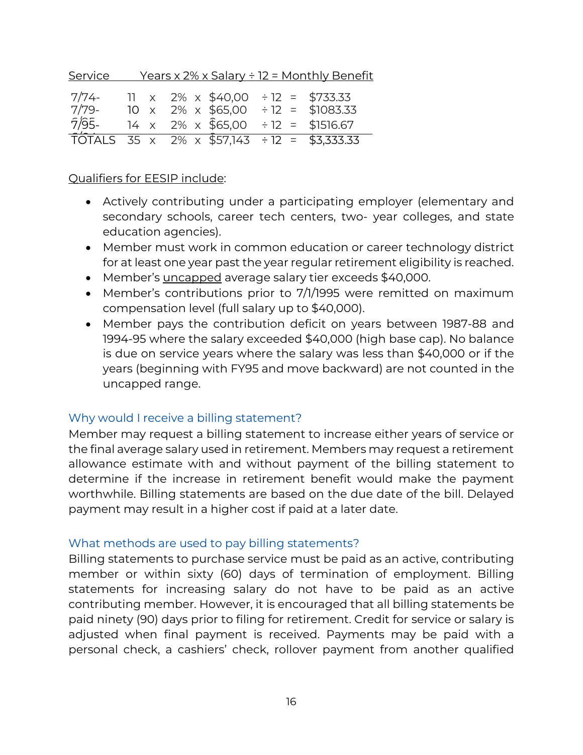| Service | Years | x | 2% | x | Salary | ÷ 12 | = | Monthly Benefit |
|---|---|---|---|---|---|---|---|---|
| 7/74- | 11 | x | 2% | x | $40,00 | ÷ 12 | = | $733.33 |
| 7/79- | 10 | x | 2% | x | $65,00 | ÷ 12 | = | $1083.33 |
| 7/95- | 14 | x | 2% | x | $65,00 | ÷ 12 | = | $1516.67 |
| TOTALS | 35 | x | 2% | x | $57,143 | ÷ 12 | = | $3,333.33 |

Qualifiers for EESIP include:

- Actively contributing under a participating employer (elementary and secondary schools, career tech centers, two- year colleges, and state education agencies).
- Member must work in common education or career technology district for at least one year past the year regular retirement eligibility is reached.
- Member's uncapped average salary tier exceeds $40,000.
- Member's contributions prior to 7/1/1995 were remitted on maximum compensation level (full salary up to $40,000).
- Member pays the contribution deficit on years between 1987-88 and 1994-95 where the salary exceeded $40,000 (high base cap). No balance is due on service years where the salary was less than $40,000 or if the years (beginning with FY95 and move backward) are not counted in the uncapped range.

### Why would I receive a billing statement?

Member may request a billing statement to increase either years of service or the final average salary used in retirement. Members may request a retirement allowance estimate with and without payment of the billing statement to determine if the increase in retirement benefit would make the payment worthwhile. Billing statements are based on the due date of the bill. Delayed payment may result in a higher cost if paid at a later date.

### What methods are used to pay billing statements?

Billing statements to purchase service must be paid as an active, contributing member or within sixty (60) days of termination of employment. Billing statements for increasing salary do not have to be paid as an active contributing member. However, it is encouraged that all billing statements be paid ninety (90) days prior to filing for retirement. Credit for service or salary is adjusted when final payment is received. Payments may be paid with a personal check, a cashiers' check, rollover payment from another qualified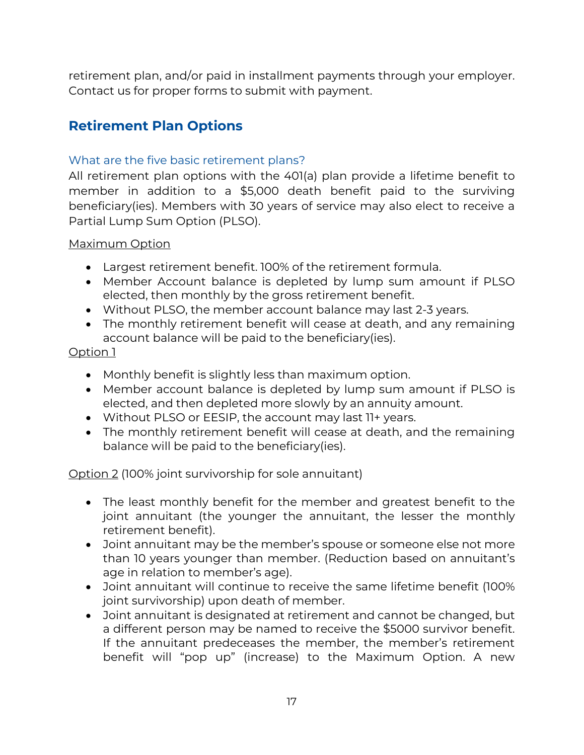retirement plan, and/or paid in installment payments through your employer. Contact us for proper forms to submit with payment.

## Retirement Plan Options

### What are the five basic retirement plans?

All retirement plan options with the 401(a) plan provide a lifetime benefit to member in addition to a $5,000 death benefit paid to the surviving beneficiary(ies). Members with 30 years of service may also elect to receive a Partial Lump Sum Option (PLSO).

Maximum Option

- Largest retirement benefit. 100% of the retirement formula.
- Member Account balance is depleted by lump sum amount if PLSO elected, then monthly by the gross retirement benefit.
- Without PLSO, the member account balance may last 2-3 years.
- The monthly retirement benefit will cease at death, and any remaining account balance will be paid to the beneficiary(ies).

Option 1

- Monthly benefit is slightly less than maximum option.
- Member account balance is depleted by lump sum amount if PLSO is elected, and then depleted more slowly by an annuity amount.
- Without PLSO or EESIP, the account may last 11+ years.
- The monthly retirement benefit will cease at death, and the remaining balance will be paid to the beneficiary(ies).

Option 2 (100% joint survivorship for sole annuitant)

- The least monthly benefit for the member and greatest benefit to the joint annuitant (the younger the annuitant, the lesser the monthly retirement benefit).
- Joint annuitant may be the member's spouse or someone else not more than 10 years younger than member. (Reduction based on annuitant's age in relation to member's age).
- Joint annuitant will continue to receive the same lifetime benefit (100% joint survivorship) upon death of member.
- Joint annuitant is designated at retirement and cannot be changed, but a different person may be named to receive the $5000 survivor benefit. If the annuitant predeceases the member, the member's retirement benefit will "pop up" (increase) to the Maximum Option. A new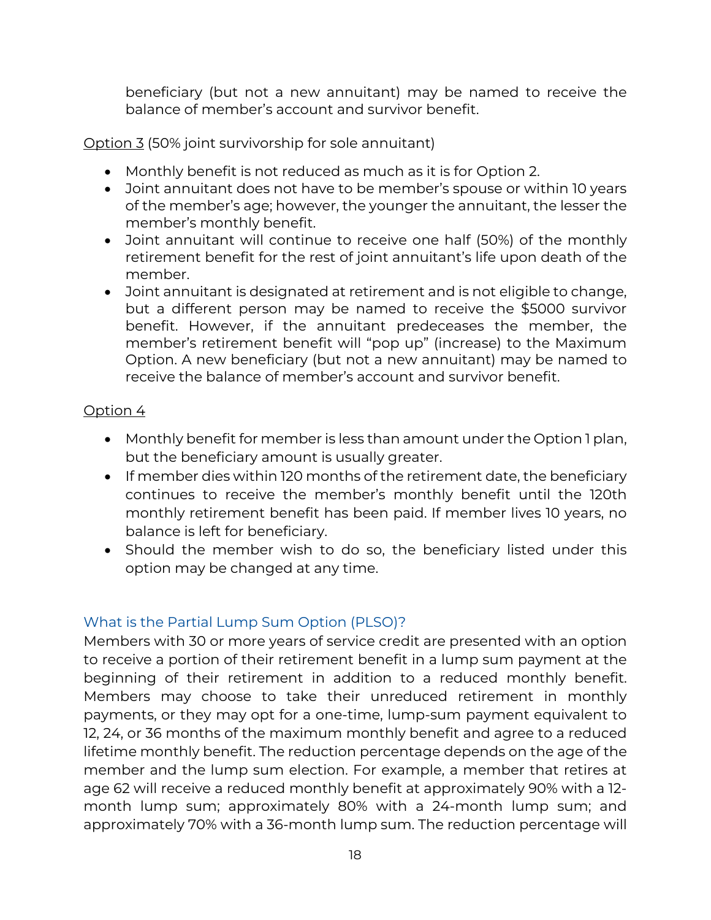beneficiary (but not a new annuitant) may be named to receive the balance of member's account and survivor benefit.

<u>Option 3</u> (50% joint survivorship for sole annuitant)

- Monthly benefit is not reduced as much as it is for Option 2.
- Joint annuitant does not have to be member's spouse or within 10 years of the member's age; however, the younger the annuitant, the lesser the member's monthly benefit.
- Joint annuitant will continue to receive one half (50%) of the monthly retirement benefit for the rest of joint annuitant's life upon death of the member.
- Joint annuitant is designated at retirement and is not eligible to change, but a different person may be named to receive the $5000 survivor benefit. However, if the annuitant predeceases the member, the member's retirement benefit will "pop up" (increase) to the Maximum Option. A new beneficiary (but not a new annuitant) may be named to receive the balance of member's account and survivor benefit.

<u>Option 4</u>

- Monthly benefit for member is less than amount under the Option 1 plan, but the beneficiary amount is usually greater.
- If member dies within 120 months of the retirement date, the beneficiary continues to receive the member's monthly benefit until the 120th monthly retirement benefit has been paid. If member lives 10 years, no balance is left for beneficiary.
- Should the member wish to do so, the beneficiary listed under this option may be changed at any time.

### What is the Partial Lump Sum Option (PLSO)?

Members with 30 or more years of service credit are presented with an option to receive a portion of their retirement benefit in a lump sum payment at the beginning of their retirement in addition to a reduced monthly benefit. Members may choose to take their unreduced retirement in monthly payments, or they may opt for a one-time, lump-sum payment equivalent to 12, 24, or 36 months of the maximum monthly benefit and agree to a reduced lifetime monthly benefit. The reduction percentage depends on the age of the member and the lump sum election. For example, a member that retires at age 62 will receive a reduced monthly benefit at approximately 90% with a 12-month lump sum; approximately 80% with a 24-month lump sum; and approximately 70% with a 36-month lump sum. The reduction percentage will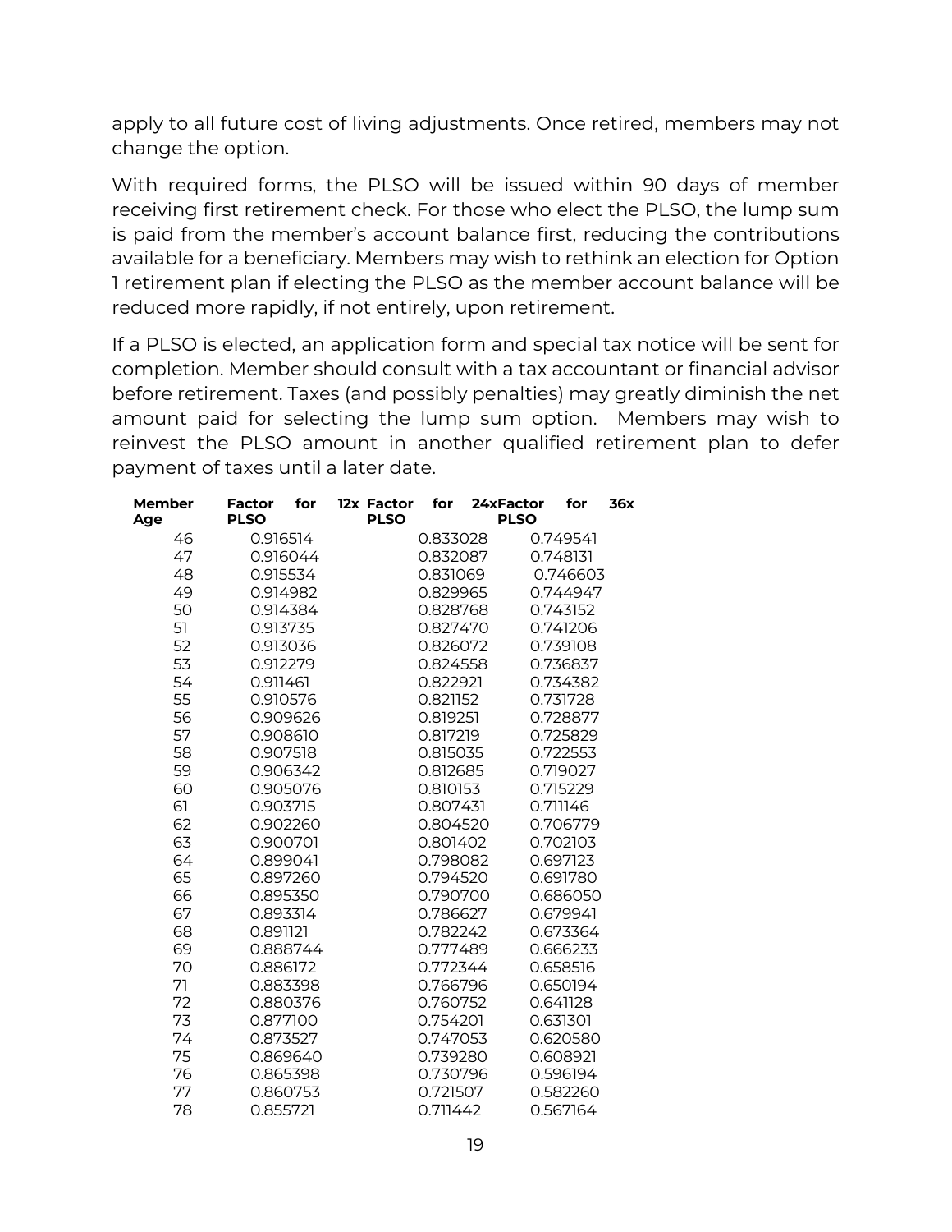apply to all future cost of living adjustments. Once retired, members may not change the option.

With required forms, the PLSO will be issued within 90 days of member receiving first retirement check. For those who elect the PLSO, the lump sum is paid from the member's account balance first, reducing the contributions available for a beneficiary. Members may wish to rethink an election for Option 1 retirement plan if electing the PLSO as the member account balance will be reduced more rapidly, if not entirely, upon retirement.

If a PLSO is elected, an application form and special tax notice will be sent for completion. Member should consult with a tax accountant or financial advisor before retirement. Taxes (and possibly penalties) may greatly diminish the net amount paid for selecting the lump sum option. Members may wish to reinvest the PLSO amount in another qualified retirement plan to defer payment of taxes until a later date.

| Member Age | Factor for 12x PLSO | Factor for 24x PLSO | Factor for 36x PLSO |
|---|---|---|---|
| 46 | 0.916514 | 0.833028 | 0.749541 |
| 47 | 0.916044 | 0.832087 | 0.748131 |
| 48 | 0.915534 | 0.831069 | 0.746603 |
| 49 | 0.914982 | 0.829965 | 0.744947 |
| 50 | 0.914384 | 0.828768 | 0.743152 |
| 51 | 0.913735 | 0.827470 | 0.741206 |
| 52 | 0.913036 | 0.826072 | 0.739108 |
| 53 | 0.912279 | 0.824558 | 0.736837 |
| 54 | 0.911461 | 0.822921 | 0.734382 |
| 55 | 0.910576 | 0.821152 | 0.731728 |
| 56 | 0.909626 | 0.819251 | 0.728877 |
| 57 | 0.908610 | 0.817219 | 0.725829 |
| 58 | 0.907518 | 0.815035 | 0.722553 |
| 59 | 0.906342 | 0.812685 | 0.719027 |
| 60 | 0.905076 | 0.810153 | 0.715229 |
| 61 | 0.903715 | 0.807431 | 0.711146 |
| 62 | 0.902260 | 0.804520 | 0.706779 |
| 63 | 0.900701 | 0.801402 | 0.702103 |
| 64 | 0.899041 | 0.798082 | 0.697123 |
| 65 | 0.897260 | 0.794520 | 0.691780 |
| 66 | 0.895350 | 0.790700 | 0.686050 |
| 67 | 0.893314 | 0.786627 | 0.679941 |
| 68 | 0.891121 | 0.782242 | 0.673364 |
| 69 | 0.888744 | 0.777489 | 0.666233 |
| 70 | 0.886172 | 0.772344 | 0.658516 |
| 71 | 0.883398 | 0.766796 | 0.650194 |
| 72 | 0.880376 | 0.760752 | 0.641128 |
| 73 | 0.877100 | 0.754201 | 0.631301 |
| 74 | 0.873527 | 0.747053 | 0.620580 |
| 75 | 0.869640 | 0.739280 | 0.608921 |
| 76 | 0.865398 | 0.730796 | 0.596194 |
| 77 | 0.860753 | 0.721507 | 0.582260 |
| 78 | 0.855721 | 0.711442 | 0.567164 |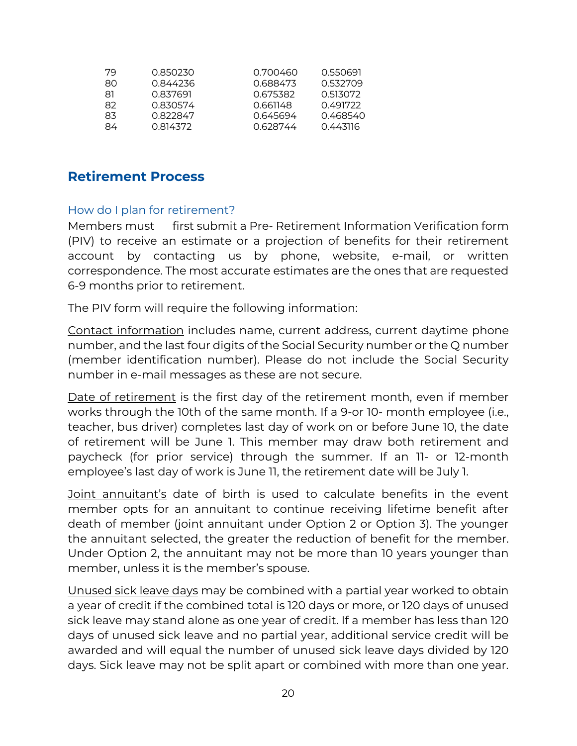| | | | |
|---|---|---|---|
| 79 | 0.850230 | 0.700460 | 0.550691 |
| 80 | 0.844236 | 0.688473 | 0.532709 |
| 81 | 0.837691 | 0.675382 | 0.513072 |
| 82 | 0.830574 | 0.661148 | 0.491722 |
| 83 | 0.822847 | 0.645694 | 0.468540 |
| 84 | 0.814372 | 0.628744 | 0.443116 |

## Retirement Process

### How do I plan for retirement?

Members must first submit a Pre- Retirement Information Verification form (PIV) to receive an estimate or a projection of benefits for their retirement account by contacting us by phone, website, e-mail, or written correspondence. The most accurate estimates are the ones that are requested 6-9 months prior to retirement.

The PIV form will require the following information:

<u>Contact information</u> includes name, current address, current daytime phone number, and the last four digits of the Social Security number or the Q number (member identification number). Please do not include the Social Security number in e-mail messages as these are not secure.

<u>Date of retirement</u> is the first day of the retirement month, even if member works through the 10th of the same month. If a 9-or 10- month employee (i.e., teacher, bus driver) completes last day of work on or before June 10, the date of retirement will be June 1. This member may draw both retirement and paycheck (for prior service) through the summer. If an 11- or 12-month employee's last day of work is June 11, the retirement date will be July 1.

<u>Joint annuitant's</u> date of birth is used to calculate benefits in the event member opts for an annuitant to continue receiving lifetime benefit after death of member (joint annuitant under Option 2 or Option 3). The younger the annuitant selected, the greater the reduction of benefit for the member. Under Option 2, the annuitant may not be more than 10 years younger than member, unless it is the member's spouse.

<u>Unused sick leave days</u> may be combined with a partial year worked to obtain a year of credit if the combined total is 120 days or more, or 120 days of unused sick leave may stand alone as one year of credit. If a member has less than 120 days of unused sick leave and no partial year, additional service credit will be awarded and will equal the number of unused sick leave days divided by 120 days. Sick leave may not be split apart or combined with more than one year.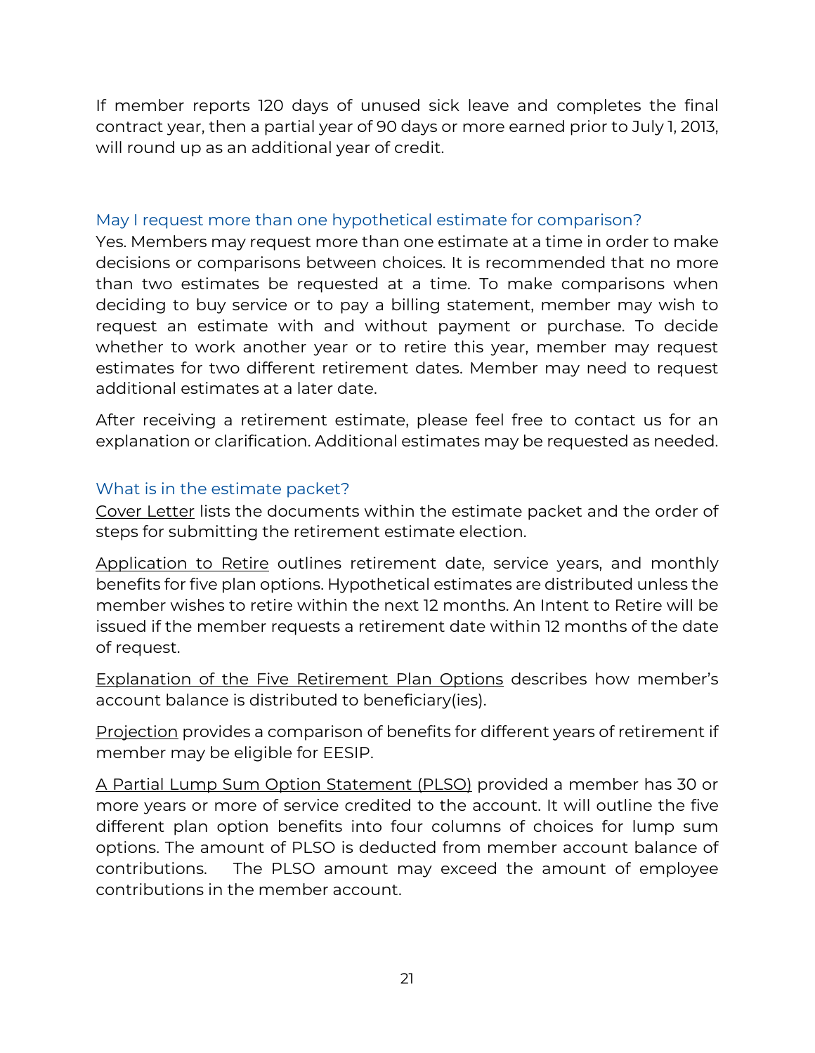If member reports 120 days of unused sick leave and completes the final contract year, then a partial year of 90 days or more earned prior to July 1, 2013, will round up as an additional year of credit.

### May I request more than one hypothetical estimate for comparison?

Yes. Members may request more than one estimate at a time in order to make decisions or comparisons between choices. It is recommended that no more than two estimates be requested at a time. To make comparisons when deciding to buy service or to pay a billing statement, member may wish to request an estimate with and without payment or purchase. To decide whether to work another year or to retire this year, member may request estimates for two different retirement dates. Member may need to request additional estimates at a later date.

After receiving a retirement estimate, please feel free to contact us for an explanation or clarification. Additional estimates may be requested as needed.

### What is in the estimate packet?

<u>Cover Letter</u> lists the documents within the estimate packet and the order of steps for submitting the retirement estimate election.

<u>Application to Retire</u> outlines retirement date, service years, and monthly benefits for five plan options. Hypothetical estimates are distributed unless the member wishes to retire within the next 12 months. An Intent to Retire will be issued if the member requests a retirement date within 12 months of the date of request.

<u>Explanation of the Five Retirement Plan Options</u> describes how member's account balance is distributed to beneficiary(ies).

<u>Projection</u> provides a comparison of benefits for different years of retirement if member may be eligible for EESIP.

<u>A Partial Lump Sum Option Statement (PLSO)</u> provided a member has 30 or more years or more of service credited to the account. It will outline the five different plan option benefits into four columns of choices for lump sum options. The amount of PLSO is deducted from member account balance of contributions. The PLSO amount may exceed the amount of employee contributions in the member account.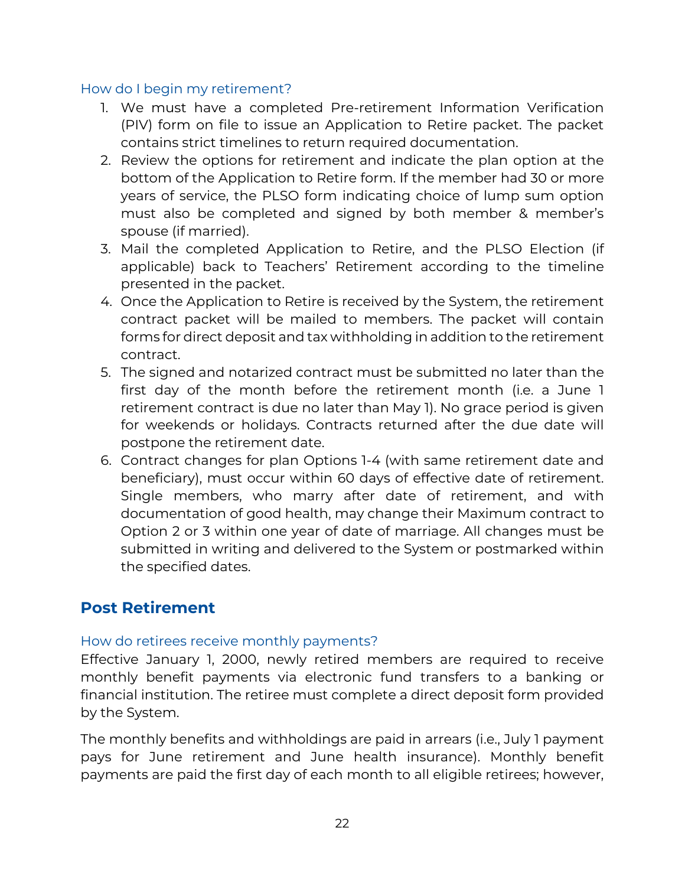### How do I begin my retirement?

1. We must have a completed Pre-retirement Information Verification (PIV) form on file to issue an Application to Retire packet. The packet contains strict timelines to return required documentation.
2. Review the options for retirement and indicate the plan option at the bottom of the Application to Retire form. If the member had 30 or more years of service, the PLSO form indicating choice of lump sum option must also be completed and signed by both member & member's spouse (if married).
3. Mail the completed Application to Retire, and the PLSO Election (if applicable) back to Teachers' Retirement according to the timeline presented in the packet.
4. Once the Application to Retire is received by the System, the retirement contract packet will be mailed to members. The packet will contain forms for direct deposit and tax withholding in addition to the retirement contract.
5. The signed and notarized contract must be submitted no later than the first day of the month before the retirement month (i.e. a June 1 retirement contract is due no later than May 1). No grace period is given for weekends or holidays. Contracts returned after the due date will postpone the retirement date.
6. Contract changes for plan Options 1-4 (with same retirement date and beneficiary), must occur within 60 days of effective date of retirement. Single members, who marry after date of retirement, and with documentation of good health, may change their Maximum contract to Option 2 or 3 within one year of date of marriage. All changes must be submitted in writing and delivered to the System or postmarked within the specified dates.

## Post Retirement

### How do retirees receive monthly payments?

Effective January 1, 2000, newly retired members are required to receive monthly benefit payments via electronic fund transfers to a banking or financial institution. The retiree must complete a direct deposit form provided by the System.

The monthly benefits and withholdings are paid in arrears (i.e., July 1 payment pays for June retirement and June health insurance). Monthly benefit payments are paid the first day of each month to all eligible retirees; however,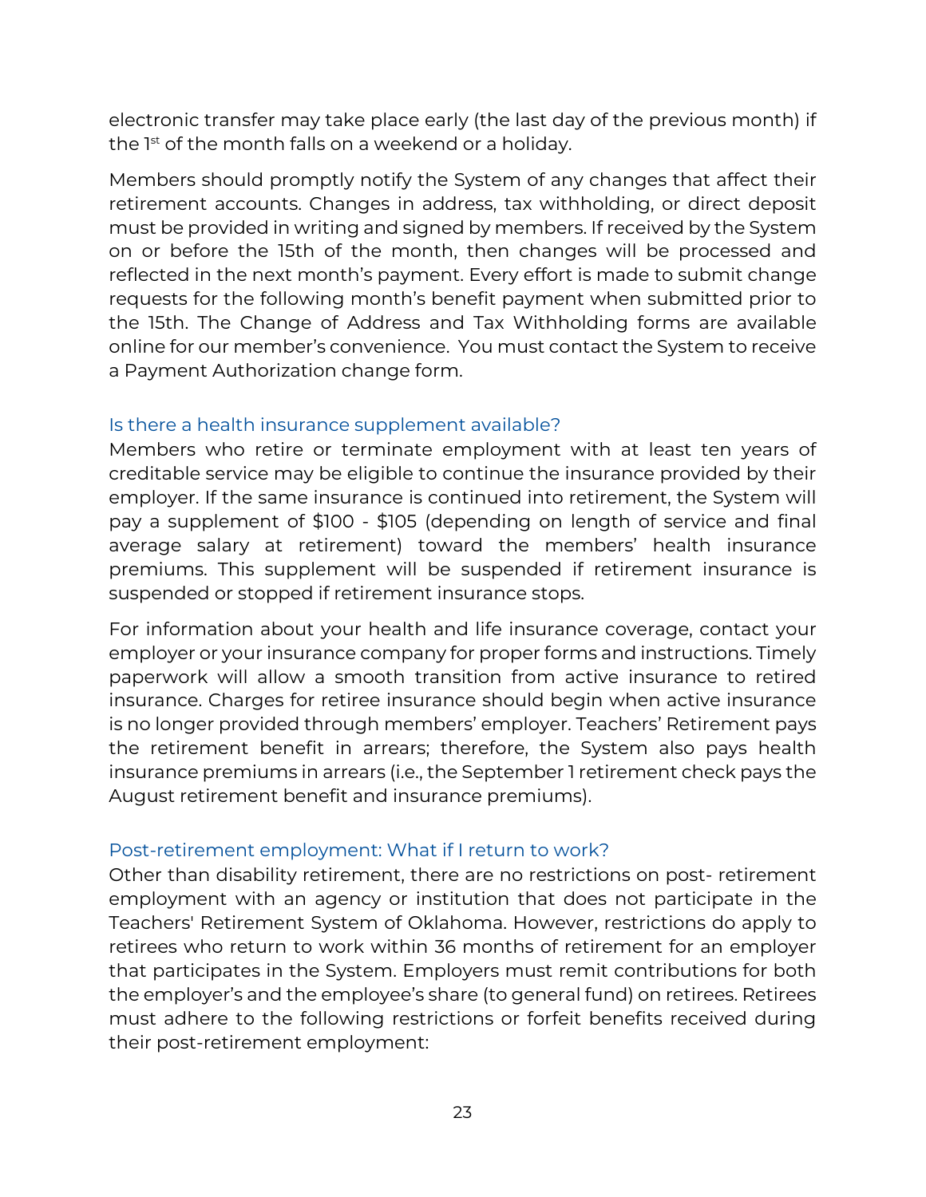electronic transfer may take place early (the last day of the previous month) if the 1st of the month falls on a weekend or a holiday.

Members should promptly notify the System of any changes that affect their retirement accounts. Changes in address, tax withholding, or direct deposit must be provided in writing and signed by members. If received by the System on or before the 15th of the month, then changes will be processed and reflected in the next month's payment. Every effort is made to submit change requests for the following month's benefit payment when submitted prior to the 15th. The Change of Address and Tax Withholding forms are available online for our member's convenience. You must contact the System to receive a Payment Authorization change form.

### Is there a health insurance supplement available?

Members who retire or terminate employment with at least ten years of creditable service may be eligible to continue the insurance provided by their employer. If the same insurance is continued into retirement, the System will pay a supplement of $100 - $105 (depending on length of service and final average salary at retirement) toward the members' health insurance premiums. This supplement will be suspended if retirement insurance is suspended or stopped if retirement insurance stops.

For information about your health and life insurance coverage, contact your employer or your insurance company for proper forms and instructions. Timely paperwork will allow a smooth transition from active insurance to retired insurance. Charges for retiree insurance should begin when active insurance is no longer provided through members' employer. Teachers' Retirement pays the retirement benefit in arrears; therefore, the System also pays health insurance premiums in arrears (i.e., the September 1 retirement check pays the August retirement benefit and insurance premiums).

### Post-retirement employment: What if I return to work?

Other than disability retirement, there are no restrictions on post- retirement employment with an agency or institution that does not participate in the Teachers' Retirement System of Oklahoma. However, restrictions do apply to retirees who return to work within 36 months of retirement for an employer that participates in the System. Employers must remit contributions for both the employer's and the employee's share (to general fund) on retirees. Retirees must adhere to the following restrictions or forfeit benefits received during their post-retirement employment: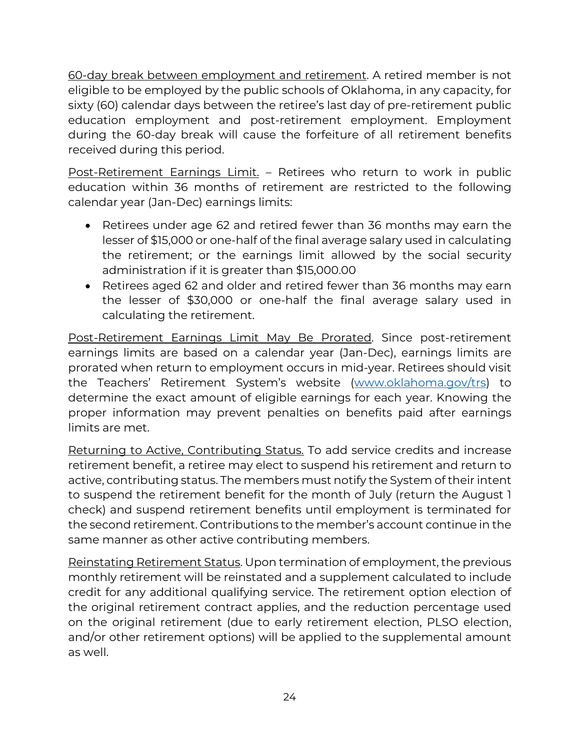<u>60-day break between employment and retirement</u>. A retired member is not eligible to be employed by the public schools of Oklahoma, in any capacity, for sixty (60) calendar days between the retiree's last day of pre-retirement public education employment and post-retirement employment. Employment during the 60-day break will cause the forfeiture of all retirement benefits received during this period.

<u>Post-Retirement Earnings Limit.</u> – Retirees who return to work in public education within 36 months of retirement are restricted to the following calendar year (Jan-Dec) earnings limits:

- Retirees under age 62 and retired fewer than 36 months may earn the lesser of $15,000 or one-half of the final average salary used in calculating the retirement; or the earnings limit allowed by the social security administration if it is greater than $15,000.00
- Retirees aged 62 and older and retired fewer than 36 months may earn the lesser of $30,000 or one-half the final average salary used in calculating the retirement.

<u>Post-Retirement Earnings Limit May Be Prorated</u>. Since post-retirement earnings limits are based on a calendar year (Jan-Dec), earnings limits are prorated when return to employment occurs in mid-year. Retirees should visit the Teachers' Retirement System's website (www.oklahoma.gov/trs) to determine the exact amount of eligible earnings for each year. Knowing the proper information may prevent penalties on benefits paid after earnings limits are met.

<u>Returning to Active, Contributing Status.</u> To add service credits and increase retirement benefit, a retiree may elect to suspend his retirement and return to active, contributing status. The members must notify the System of their intent to suspend the retirement benefit for the month of July (return the August 1 check) and suspend retirement benefits until employment is terminated for the second retirement. Contributions to the member's account continue in the same manner as other active contributing members.

<u>Reinstating Retirement Status</u>. Upon termination of employment, the previous monthly retirement will be reinstated and a supplement calculated to include credit for any additional qualifying service. The retirement option election of the original retirement contract applies, and the reduction percentage used on the original retirement (due to early retirement election, PLSO election, and/or other retirement options) will be applied to the supplemental amount as well.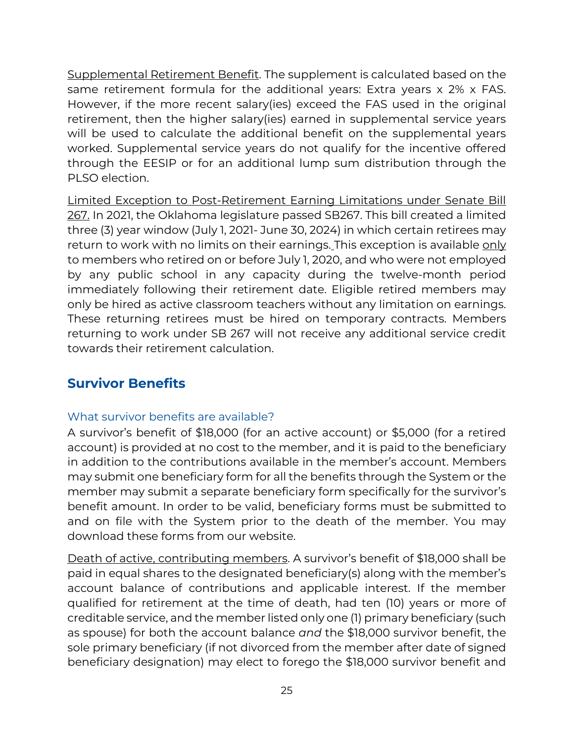Supplemental Retirement Benefit. The supplement is calculated based on the same retirement formula for the additional years: Extra years x 2% x FAS. However, if the more recent salary(ies) exceed the FAS used in the original retirement, then the higher salary(ies) earned in supplemental service years will be used to calculate the additional benefit on the supplemental years worked. Supplemental service years do not qualify for the incentive offered through the EESIP or for an additional lump sum distribution through the PLSO election.

Limited Exception to Post-Retirement Earning Limitations under Senate Bill 267. In 2021, the Oklahoma legislature passed SB267. This bill created a limited three (3) year window (July 1, 2021- June 30, 2024) in which certain retirees may return to work with no limits on their earnings. This exception is available only to members who retired on or before July 1, 2020, and who were not employed by any public school in any capacity during the twelve-month period immediately following their retirement date. Eligible retired members may only be hired as active classroom teachers without any limitation on earnings. These returning retirees must be hired on temporary contracts. Members returning to work under SB 267 will not receive any additional service credit towards their retirement calculation.

## Survivor Benefits

### What survivor benefits are available?

A survivor's benefit of $18,000 (for an active account) or $5,000 (for a retired account) is provided at no cost to the member, and it is paid to the beneficiary in addition to the contributions available in the member's account. Members may submit one beneficiary form for all the benefits through the System or the member may submit a separate beneficiary form specifically for the survivor's benefit amount. In order to be valid, beneficiary forms must be submitted to and on file with the System prior to the death of the member. You may download these forms from our website.

Death of active, contributing members. A survivor's benefit of $18,000 shall be paid in equal shares to the designated beneficiary(s) along with the member's account balance of contributions and applicable interest. If the member qualified for retirement at the time of death, had ten (10) years or more of creditable service, and the member listed only one (1) primary beneficiary (such as spouse) for both the account balance *and* the $18,000 survivor benefit, the sole primary beneficiary (if not divorced from the member after date of signed beneficiary designation) may elect to forego the $18,000 survivor benefit and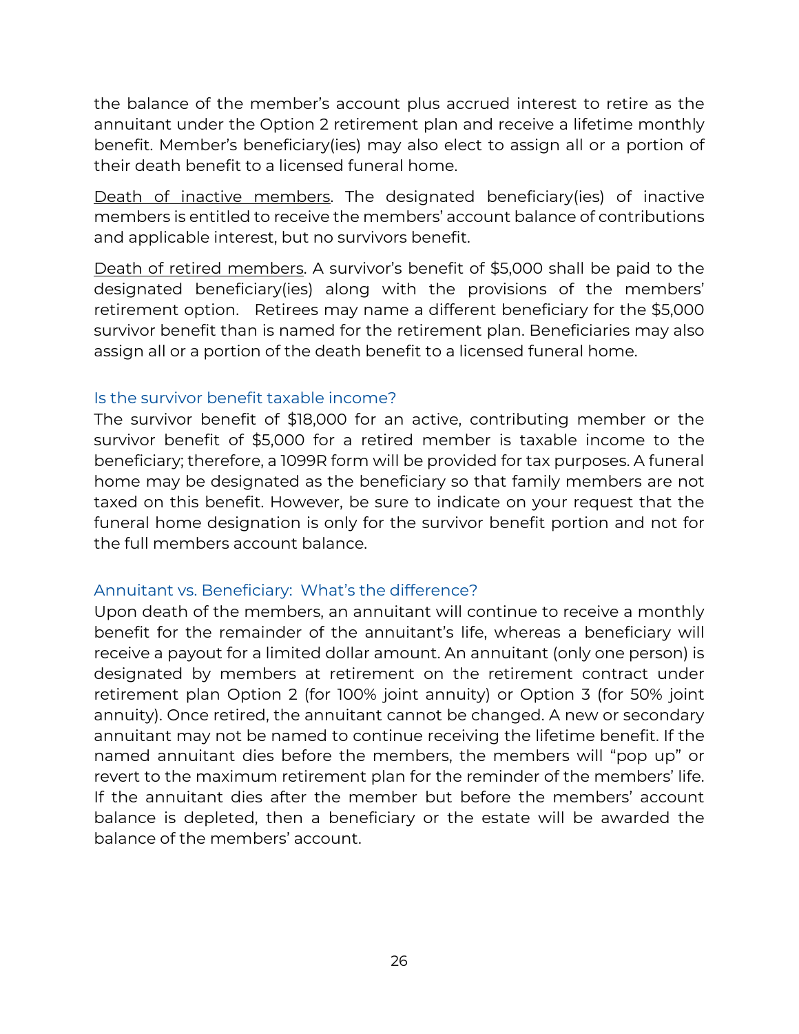the balance of the member's account plus accrued interest to retire as the annuitant under the Option 2 retirement plan and receive a lifetime monthly benefit. Member's beneficiary(ies) may also elect to assign all or a portion of their death benefit to a licensed funeral home.

<u>Death of inactive members</u>. The designated beneficiary(ies) of inactive members is entitled to receive the members' account balance of contributions and applicable interest, but no survivors benefit.

<u>Death of retired members</u>. A survivor's benefit of $5,000 shall be paid to the designated beneficiary(ies) along with the provisions of the members' retirement option. Retirees may name a different beneficiary for the $5,000 survivor benefit than is named for the retirement plan. Beneficiaries may also assign all or a portion of the death benefit to a licensed funeral home.

### Is the survivor benefit taxable income?

The survivor benefit of $18,000 for an active, contributing member or the survivor benefit of $5,000 for a retired member is taxable income to the beneficiary; therefore, a 1099R form will be provided for tax purposes. A funeral home may be designated as the beneficiary so that family members are not taxed on this benefit. However, be sure to indicate on your request that the funeral home designation is only for the survivor benefit portion and not for the full members account balance.

### Annuitant vs. Beneficiary: What's the difference?

Upon death of the members, an annuitant will continue to receive a monthly benefit for the remainder of the annuitant's life, whereas a beneficiary will receive a payout for a limited dollar amount. An annuitant (only one person) is designated by members at retirement on the retirement contract under retirement plan Option 2 (for 100% joint annuity) or Option 3 (for 50% joint annuity). Once retired, the annuitant cannot be changed. A new or secondary annuitant may not be named to continue receiving the lifetime benefit. If the named annuitant dies before the members, the members will "pop up" or revert to the maximum retirement plan for the reminder of the members' life. If the annuitant dies after the member but before the members' account balance is depleted, then a beneficiary or the estate will be awarded the balance of the members' account.